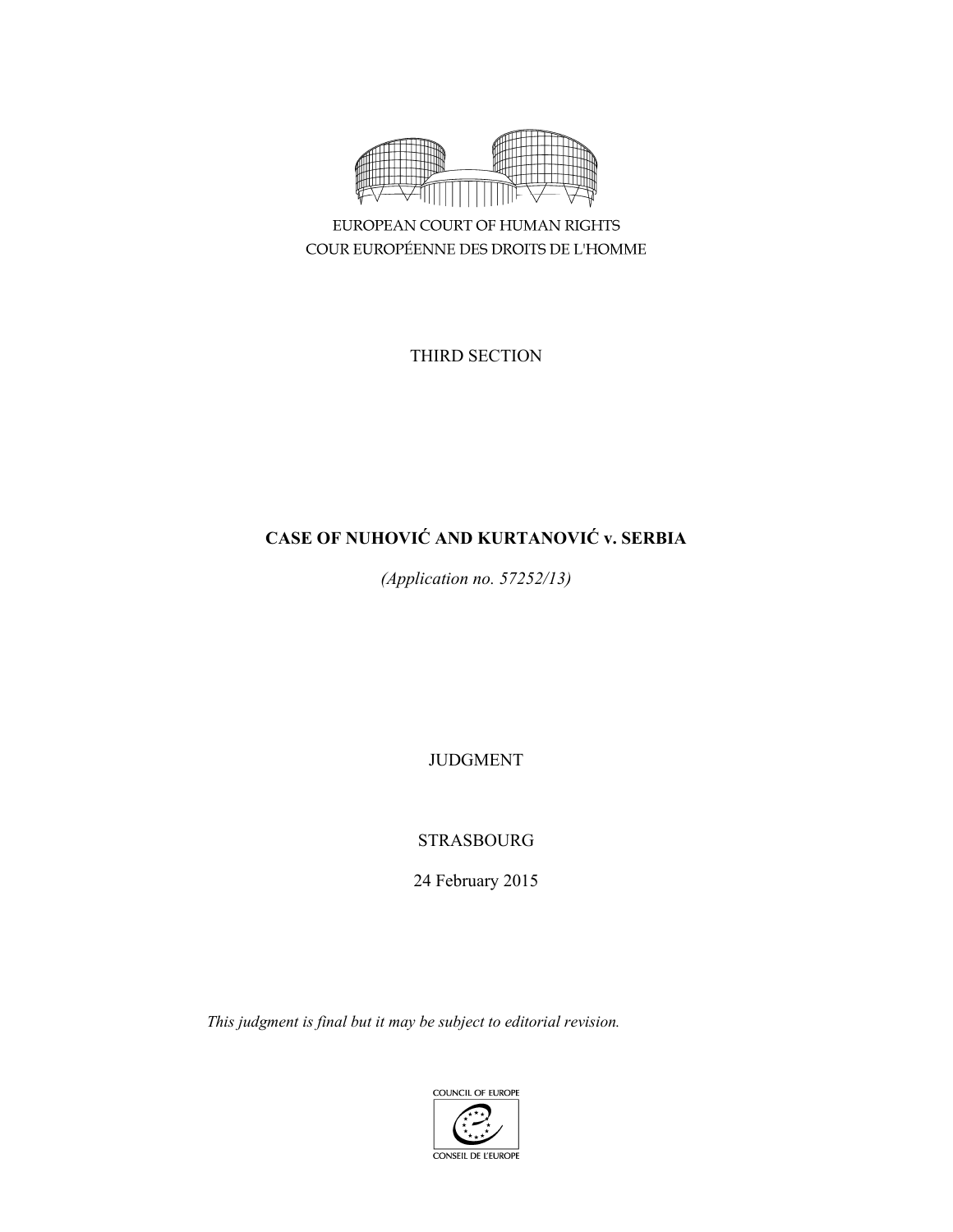EUROPEAN COURT OF HUMAN RIGHTS

COUR EUROPÉENNE DES DROITS DE L'HOMME

THIRD SECTION

# CASE OF NUHOVIĆ AND KURTANOVIĆ v. SERBIA

*(Application no. 57252/13)*

JUDGMENT

STRASBOURG

24 February 2015

*This judgment is final but it may be subject to editorial revision.*

COUNCIL OF EUROPE

CONSEIL DE L'EUROPE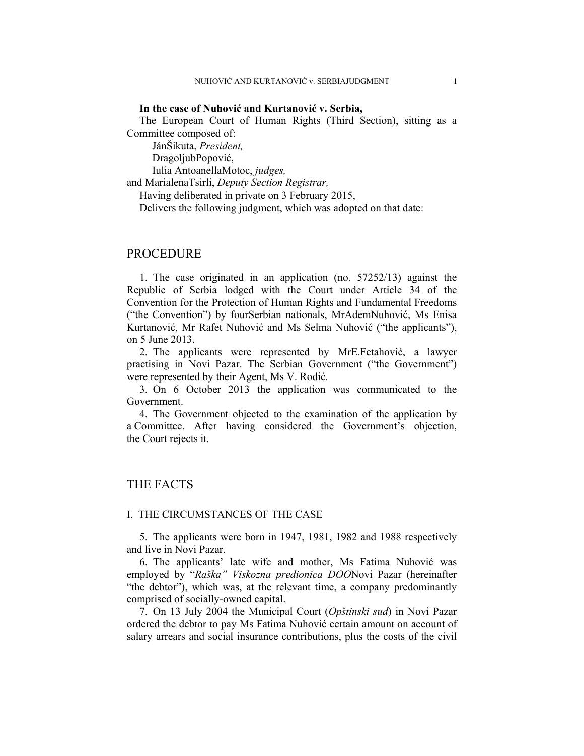**In the case of Nuhović and Kurtanović v. Serbia,**

The European Court of Human Rights (Third Section), sitting as a Committee composed of:

JánŠikuta, *President,*
DragoljubPopović,
Iulia AntoanellaMotoc, *judges,*
and MarialenaTsirli, *Deputy Section Registrar,*

Having deliberated in private on 3 February 2015,

Delivers the following judgment, which was adopted on that date:

# PROCEDURE

1. The case originated in an application (no. 57252/13) against the Republic of Serbia lodged with the Court under Article 34 of the Convention for the Protection of Human Rights and Fundamental Freedoms ("the Convention") by fourSerbian nationals, MrAdemNuhović, Ms Enisa Kurtanović, Mr Rafet Nuhović and Ms Selma Nuhović ("the applicants"), on 5 June 2013.

2. The applicants were represented by MrE.Fetahović, a lawyer practising in Novi Pazar. The Serbian Government ("the Government") were represented by their Agent, Ms V. Rodić.

3. On 6 October 2013 the application was communicated to the Government.

4. The Government objected to the examination of the application by a Committee. After having considered the Government's objection, the Court rejects it.

# THE FACTS

## I. THE CIRCUMSTANCES OF THE CASE

5. The applicants were born in 1947, 1981, 1982 and 1988 respectively and live in Novi Pazar.

6. The applicants' late wife and mother, Ms Fatima Nuhović was employed by "*Raška" Viskozna predionica DOO*Novi Pazar (hereinafter "the debtor"), which was, at the relevant time, a company predominantly comprised of socially-owned capital.

7. On 13 July 2004 the Municipal Court (*Opštinski sud*) in Novi Pazar ordered the debtor to pay Ms Fatima Nuhović certain amount on account of salary arrears and social insurance contributions, plus the costs of the civil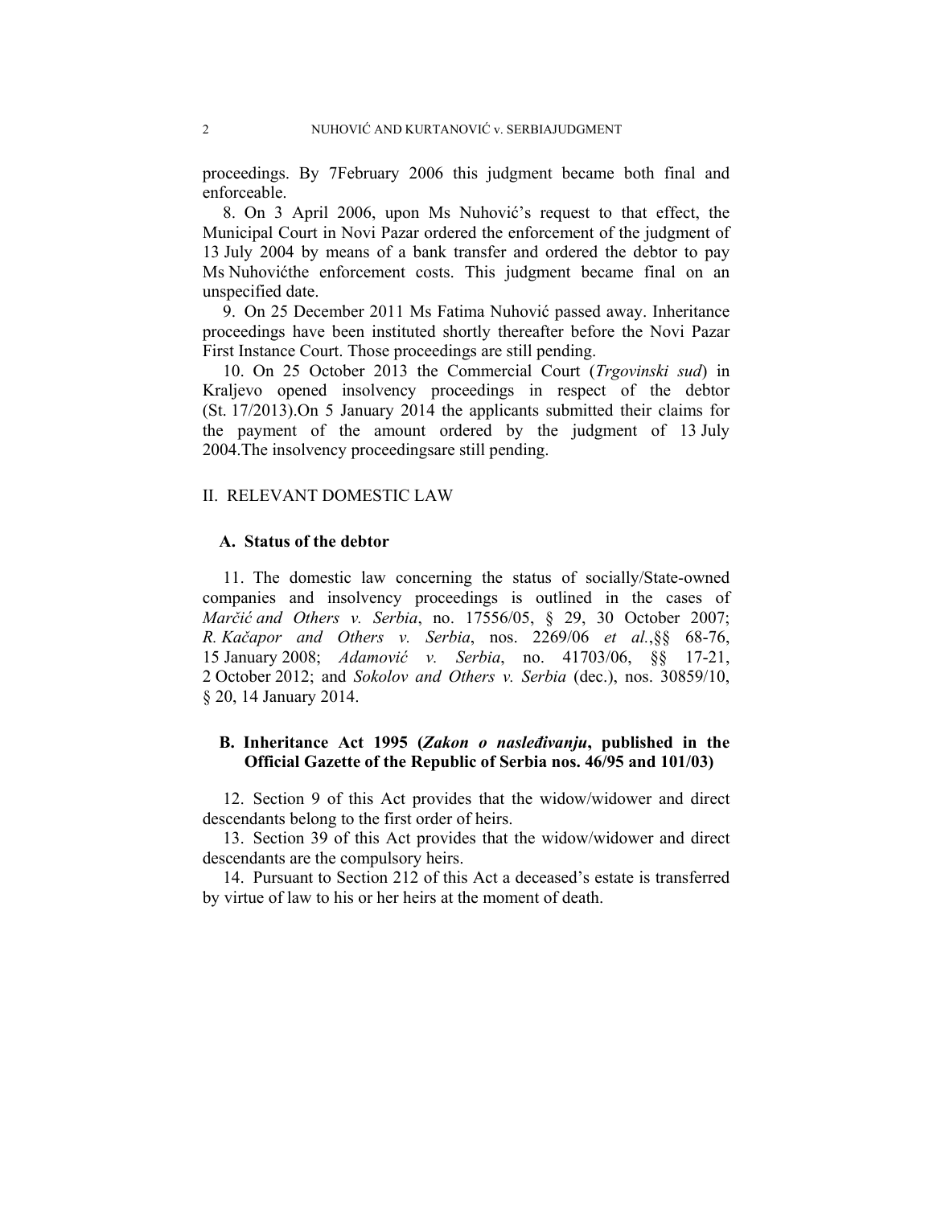proceedings. By 7February 2006 this judgment became both final and enforceable.

8. On 3 April 2006, upon Ms Nuhović's request to that effect, the Municipal Court in Novi Pazar ordered the enforcement of the judgment of 13 July 2004 by means of a bank transfer and ordered the debtor to pay Ms Nuhovićthe enforcement costs. This judgment became final on an unspecified date.

9. On 25 December 2011 Ms Fatima Nuhović passed away. Inheritance proceedings have been instituted shortly thereafter before the Novi Pazar First Instance Court. Those proceedings are still pending.

10. On 25 October 2013 the Commercial Court (*Trgovinski sud*) in Kraljevo opened insolvency proceedings in respect of the debtor (St. 17/2013).On 5 January 2014 the applicants submitted their claims for the payment of the amount ordered by the judgment of 13 July 2004.The insolvency proceedingsare still pending.

## II. RELEVANT DOMESTIC LAW

### A. Status of the debtor

11. The domestic law concerning the status of socially/State-owned companies and insolvency proceedings is outlined in the cases of *Marčić and Others v. Serbia*, no. 17556/05, § 29, 30 October 2007; *R. Kačapor and Others v. Serbia*, nos. 2269/06 *et al.*,§§ 68-76, 15 January 2008; *Adamović v. Serbia*, no. 41703/06, §§ 17-21, 2 October 2012; and *Sokolov and Others v. Serbia* (dec.), nos. 30859/10, § 20, 14 January 2014.

### B. Inheritance Act 1995 (*Zakon o nasleđivanju*, published in the Official Gazette of the Republic of Serbia nos. 46/95 and 101/03)

12. Section 9 of this Act provides that the widow/widower and direct descendants belong to the first order of heirs.

13. Section 39 of this Act provides that the widow/widower and direct descendants are the compulsory heirs.

14. Pursuant to Section 212 of this Act a deceased's estate is transferred by virtue of law to his or her heirs at the moment of death.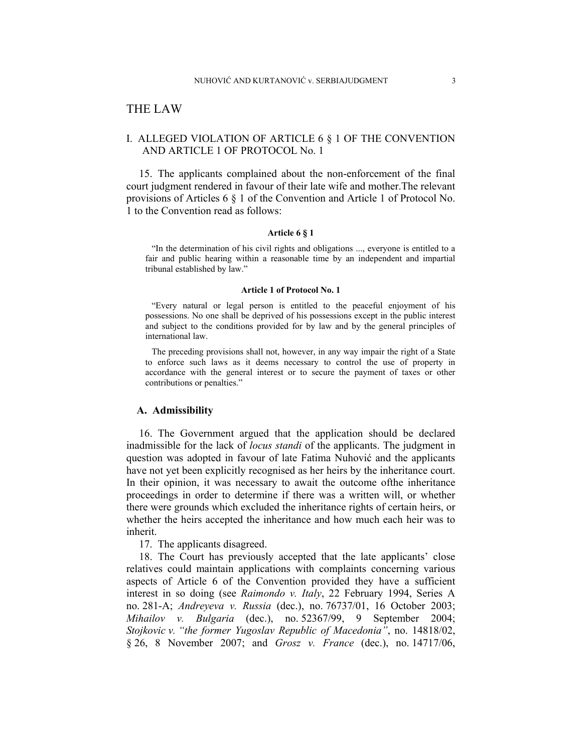# THE LAW

## I. ALLEGED VIOLATION OF ARTICLE 6 § 1 OF THE CONVENTION AND ARTICLE 1 OF PROTOCOL No. 1

15. The applicants complained about the non-enforcement of the final court judgment rendered in favour of their late wife and mother.The relevant provisions of Articles 6 § 1 of the Convention and Article 1 of Protocol No. 1 to the Convention read as follows:

**Article 6 § 1**

> "In the determination of his civil rights and obligations ..., everyone is entitled to a fair and public hearing within a reasonable time by an independent and impartial tribunal established by law."

**Article 1 of Protocol No. 1**

> "Every natural or legal person is entitled to the peaceful enjoyment of his possessions. No one shall be deprived of his possessions except in the public interest and subject to the conditions provided for by law and by the general principles of international law.
>
> The preceding provisions shall not, however, in any way impair the right of a State to enforce such laws as it deems necessary to control the use of property in accordance with the general interest or to secure the payment of taxes or other contributions or penalties."

### A. Admissibility

16. The Government argued that the application should be declared inadmissible for the lack of *locus standi* of the applicants. The judgment in question was adopted in favour of late Fatima Nuhović and the applicants have not yet been explicitly recognised as her heirs by the inheritance court. In their opinion, it was necessary to await the outcome ofthe inheritance proceedings in order to determine if there was a written will, or whether there were grounds which excluded the inheritance rights of certain heirs, or whether the heirs accepted the inheritance and how much each heir was to inherit.

17. The applicants disagreed.

18. The Court has previously accepted that the late applicants' close relatives could maintain applications with complaints concerning various aspects of Article 6 of the Convention provided they have a sufficient interest in so doing (see *Raimondo v. Italy*, 22 February 1994, Series A no. 281-A; *Andreyeva v. Russia* (dec.), no. 76737/01, 16 October 2003; *Mihailov v. Bulgaria* (dec.), no. 52367/99, 9 September 2004; *Stojkovic v. "the former Yugoslav Republic of Macedonia"*, no. 14818/02, § 26, 8 November 2007; and *Grosz v. France* (dec.), no. 14717/06,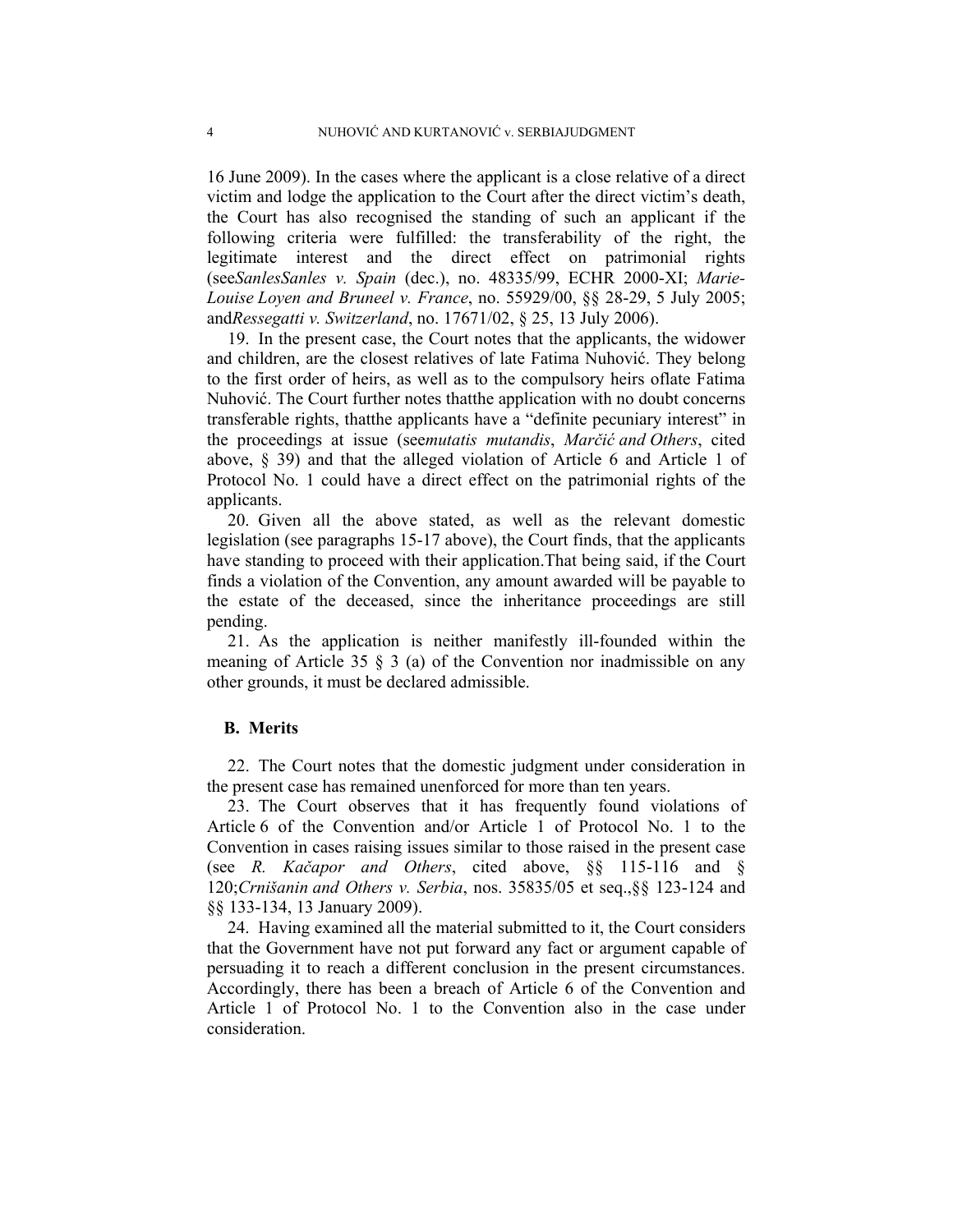16 June 2009). In the cases where the applicant is a close relative of a direct victim and lodge the application to the Court after the direct victim's death, the Court has also recognised the standing of such an applicant if the following criteria were fulfilled: the transferability of the right, the legitimate interest and the direct effect on patrimonial rights (see*SanlesSanles v. Spain* (dec.), no. 48335/99, ECHR 2000-XI; *Marie-Louise Loyen and Bruneel v. France*, no. 55929/00, §§ 28-29, 5 July 2005; and*Ressegatti v. Switzerland*, no. 17671/02, § 25, 13 July 2006).

19. In the present case, the Court notes that the applicants, the widower and children, are the closest relatives of late Fatima Nuhović. They belong to the first order of heirs, as well as to the compulsory heirs oflate Fatima Nuhović. The Court further notes thatthe application with no doubt concerns transferable rights, thatthe applicants have a "definite pecuniary interest" in the proceedings at issue (see*mutatis mutandis*, *Marčić and Others*, cited above, § 39) and that the alleged violation of Article 6 and Article 1 of Protocol No. 1 could have a direct effect on the patrimonial rights of the applicants.

20. Given all the above stated, as well as the relevant domestic legislation (see paragraphs 15-17 above), the Court finds, that the applicants have standing to proceed with their application.That being said, if the Court finds a violation of the Convention, any amount awarded will be payable to the estate of the deceased, since the inheritance proceedings are still pending.

21. As the application is neither manifestly ill-founded within the meaning of Article 35 § 3 (a) of the Convention nor inadmissible on any other grounds, it must be declared admissible.

## B. Merits

22. The Court notes that the domestic judgment under consideration in the present case has remained unenforced for more than ten years.

23. The Court observes that it has frequently found violations of Article 6 of the Convention and/or Article 1 of Protocol No. 1 to the Convention in cases raising issues similar to those raised in the present case (see *R. Kačapor and Others*, cited above, §§ 115-116 and § 120;*Crnišanin and Others v. Serbia*, nos. 35835/05 et seq.,§§ 123-124 and §§ 133-134, 13 January 2009).

24. Having examined all the material submitted to it, the Court considers that the Government have not put forward any fact or argument capable of persuading it to reach a different conclusion in the present circumstances. Accordingly, there has been a breach of Article 6 of the Convention and Article 1 of Protocol No. 1 to the Convention also in the case under consideration.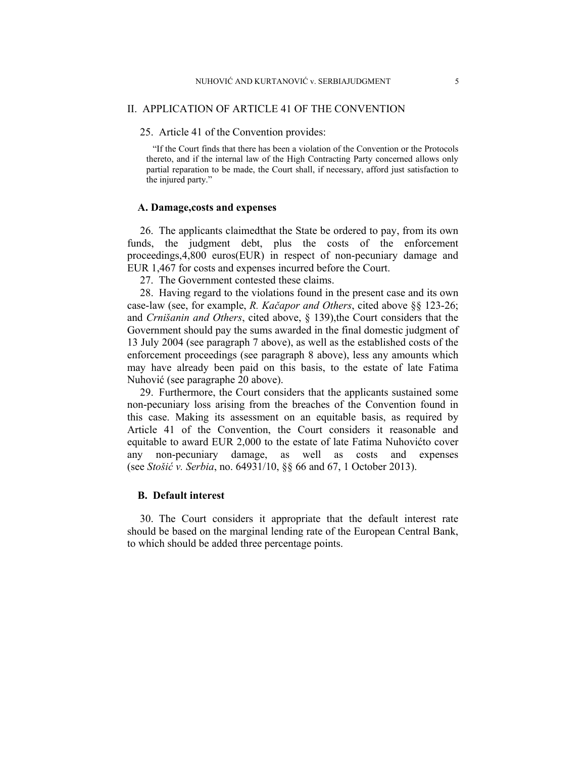## II. APPLICATION OF ARTICLE 41 OF THE CONVENTION

25. Article 41 of the Convention provides:

> "If the Court finds that there has been a violation of the Convention or the Protocols thereto, and if the internal law of the High Contracting Party concerned allows only partial reparation to be made, the Court shall, if necessary, afford just satisfaction to the injured party."

### A. Damage,costs and expenses

26. The applicants claimedthat the State be ordered to pay, from its own funds, the judgment debt, plus the costs of the enforcement proceedings,4,800 euros(EUR) in respect of non-pecuniary damage and EUR 1,467 for costs and expenses incurred before the Court.

27. The Government contested these claims.

28. Having regard to the violations found in the present case and its own case-law (see, for example, *R. Kačapor and Others*, cited above §§ 123-26; and *Crnišanin and Others*, cited above, § 139),the Court considers that the Government should pay the sums awarded in the final domestic judgment of 13 July 2004 (see paragraph 7 above), as well as the established costs of the enforcement proceedings (see paragraph 8 above), less any amounts which may have already been paid on this basis, to the estate of late Fatima Nuhović (see paragraphe 20 above).

29. Furthermore, the Court considers that the applicants sustained some non-pecuniary loss arising from the breaches of the Convention found in this case. Making its assessment on an equitable basis, as required by Article 41 of the Convention, the Court considers it reasonable and equitable to award EUR 2,000 to the estate of late Fatima Nuhovićto cover any non-pecuniary damage, as well as costs and expenses (see *Stošić v. Serbia*, no. 64931/10, §§ 66 and 67, 1 October 2013).

### B. Default interest

30. The Court considers it appropriate that the default interest rate should be based on the marginal lending rate of the European Central Bank, to which should be added three percentage points.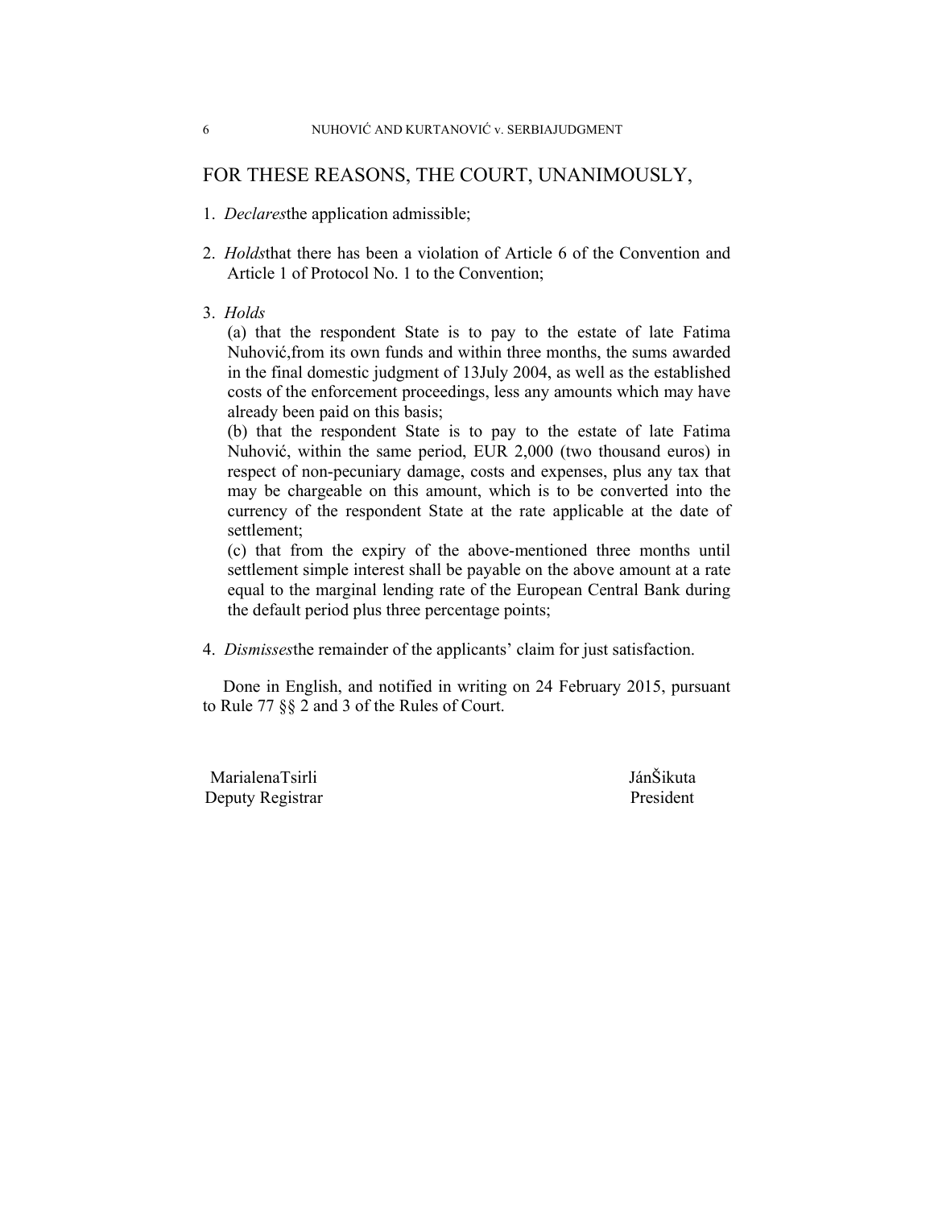## FOR THESE REASONS, THE COURT, UNANIMOUSLY,

1. *Declares* the application admissible;

2. *Holds* that there has been a violation of Article 6 of the Convention and Article 1 of Protocol No. 1 to the Convention;

3. *Holds*

   (a) that the respondent State is to pay to the estate of late Fatima Nuhović, from its own funds and within three months, the sums awarded in the final domestic judgment of 13 July 2004, as well as the established costs of the enforcement proceedings, less any amounts which may have already been paid on this basis;

   (b) that the respondent State is to pay to the estate of late Fatima Nuhović, within the same period, EUR 2,000 (two thousand euros) in respect of non-pecuniary damage, costs and expenses, plus any tax that may be chargeable on this amount, which is to be converted into the currency of the respondent State at the rate applicable at the date of settlement;

   (c) that from the expiry of the above-mentioned three months until settlement simple interest shall be payable on the above amount at a rate equal to the marginal lending rate of the European Central Bank during the default period plus three percentage points;

4. *Dismisses* the remainder of the applicants' claim for just satisfaction.

Done in English, and notified in writing on 24 February 2015, pursuant to Rule 77 §§ 2 and 3 of the Rules of Court.

Marialena Tsirli
Deputy Registrar

Ján Šikuta
President